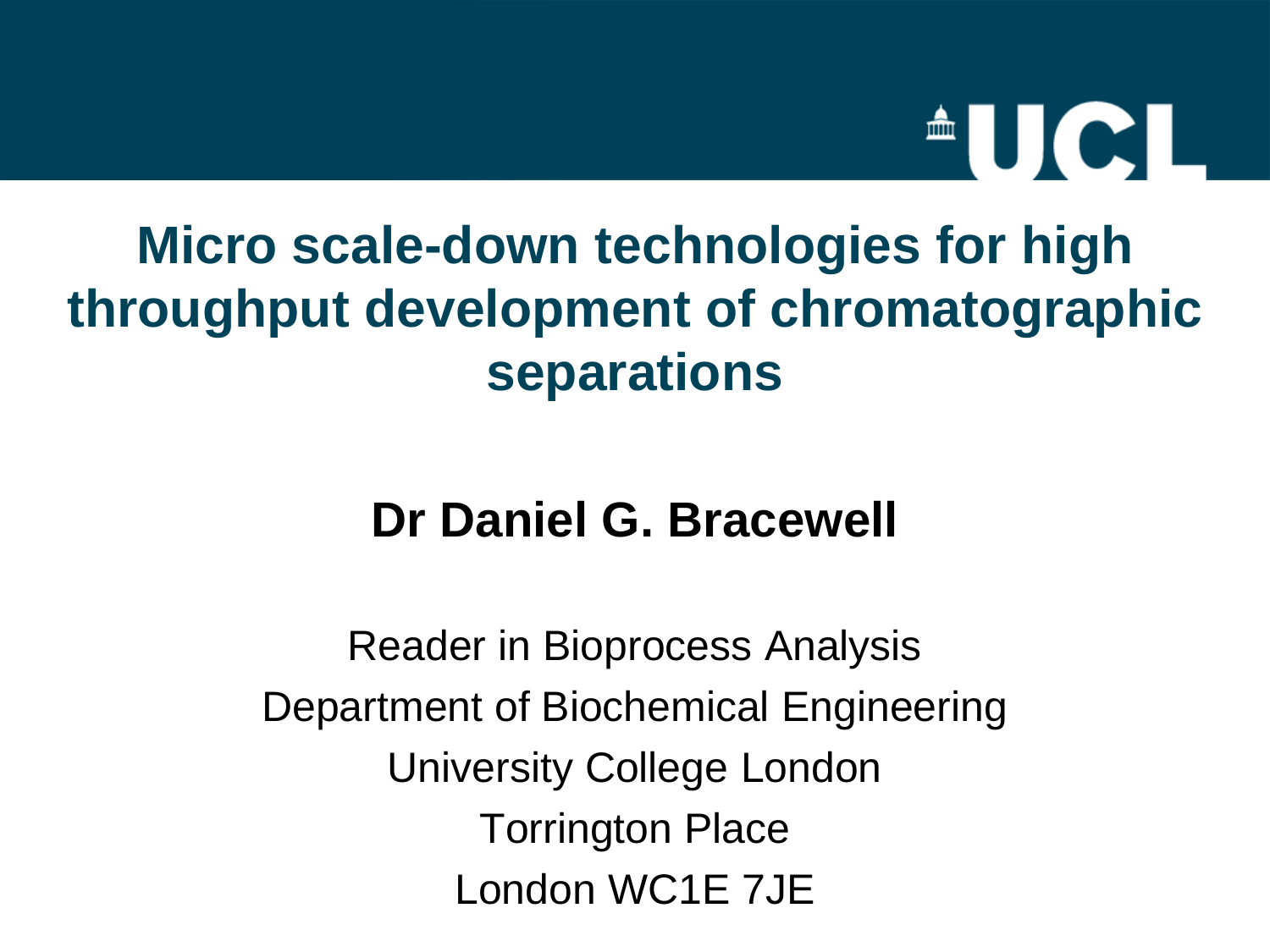UCL

# Micro scale-down technologies for high throughput development of chromatographic separations

**Dr Daniel G. Bracewell**

Reader in Bioprocess Analysis

Department of Biochemical Engineering

University College London

Torrington Place

London WC1E 7JE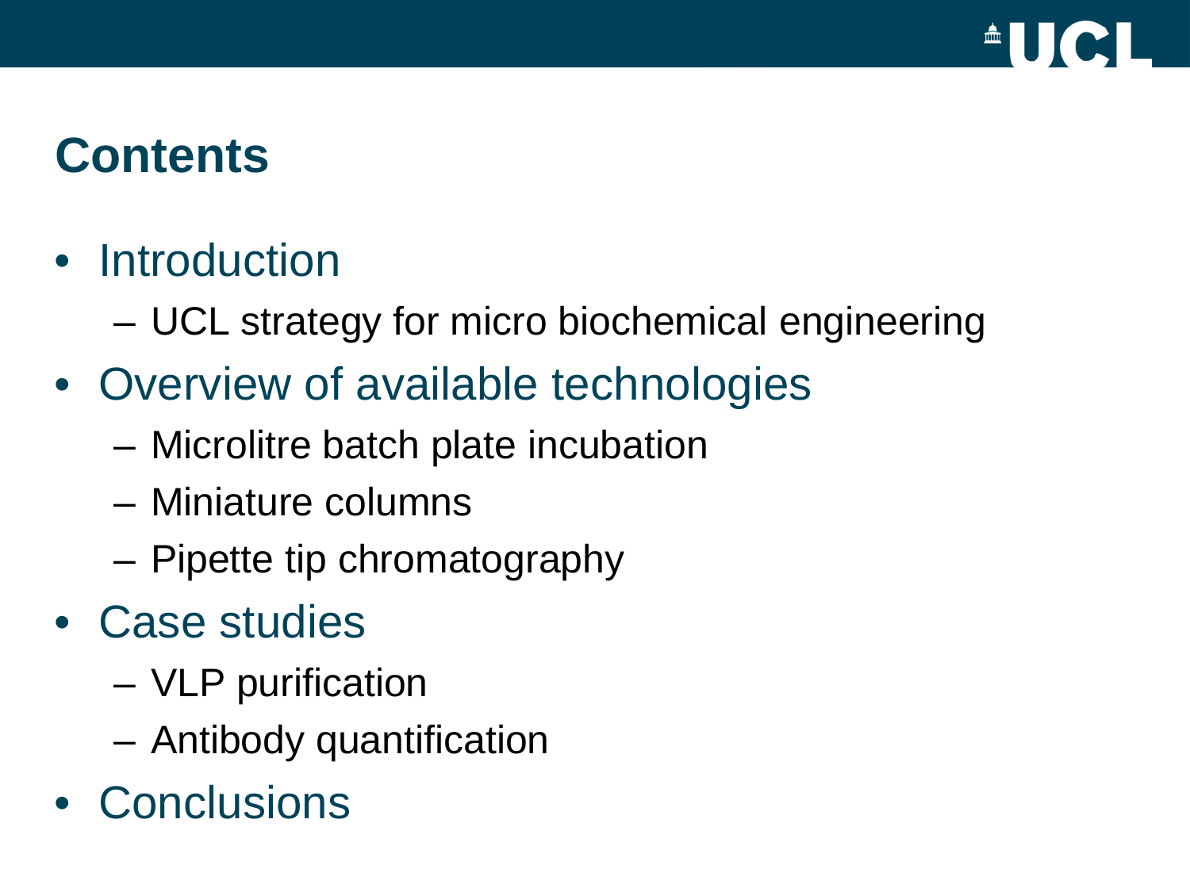# Contents

- Introduction
  - UCL strategy for micro biochemical engineering
- Overview of available technologies
  - Microlitre batch plate incubation
  - Miniature columns
  - Pipette tip chromatography
- Case studies
  - VLP purification
  - Antibody quantification
- Conclusions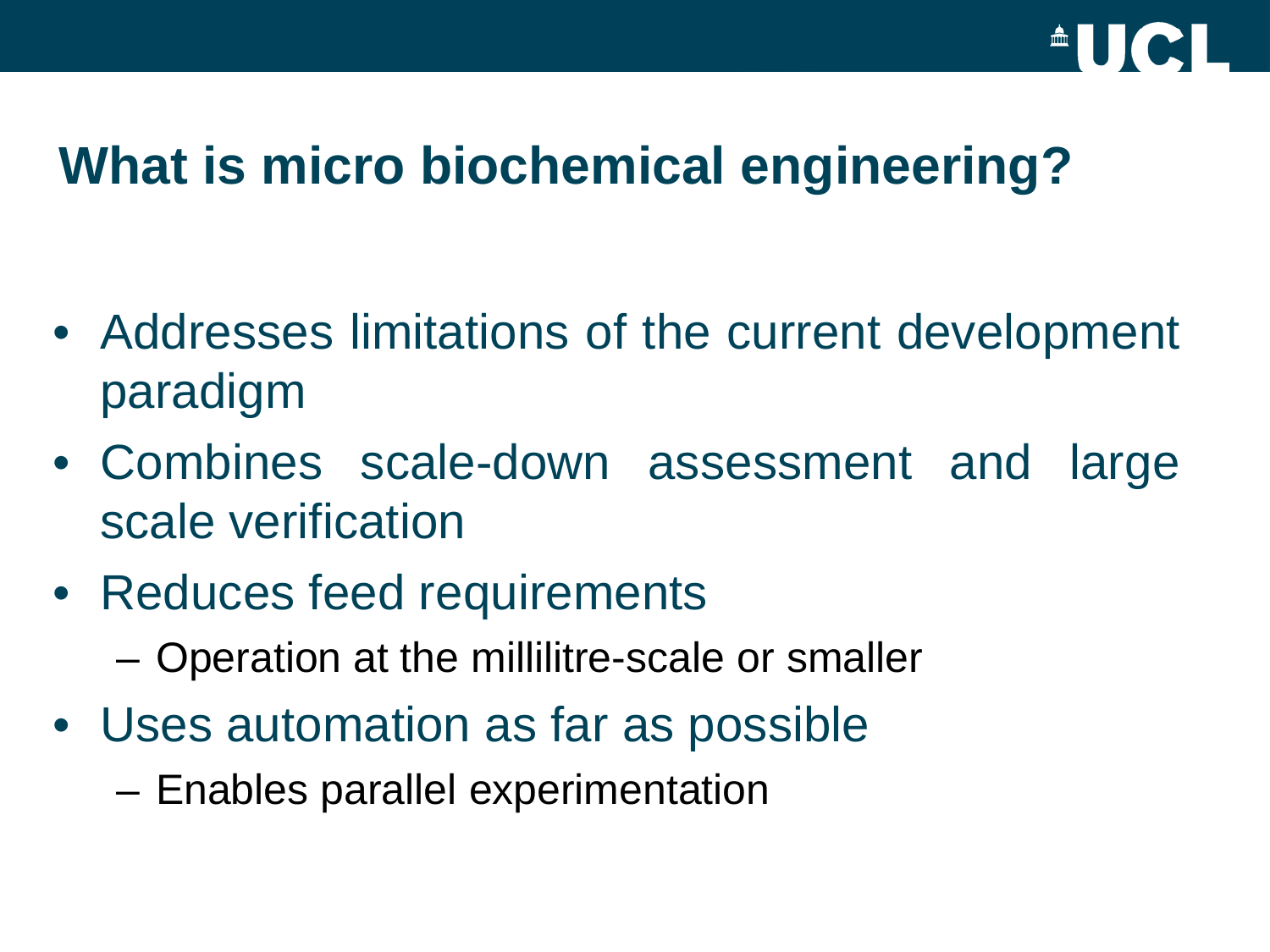# What is micro biochemical engineering?

- Addresses limitations of the current development paradigm
- Combines scale-down assessment and large scale verification
- Reduces feed requirements
  - Operation at the millilitre-scale or smaller
- Uses automation as far as possible
  - Enables parallel experimentation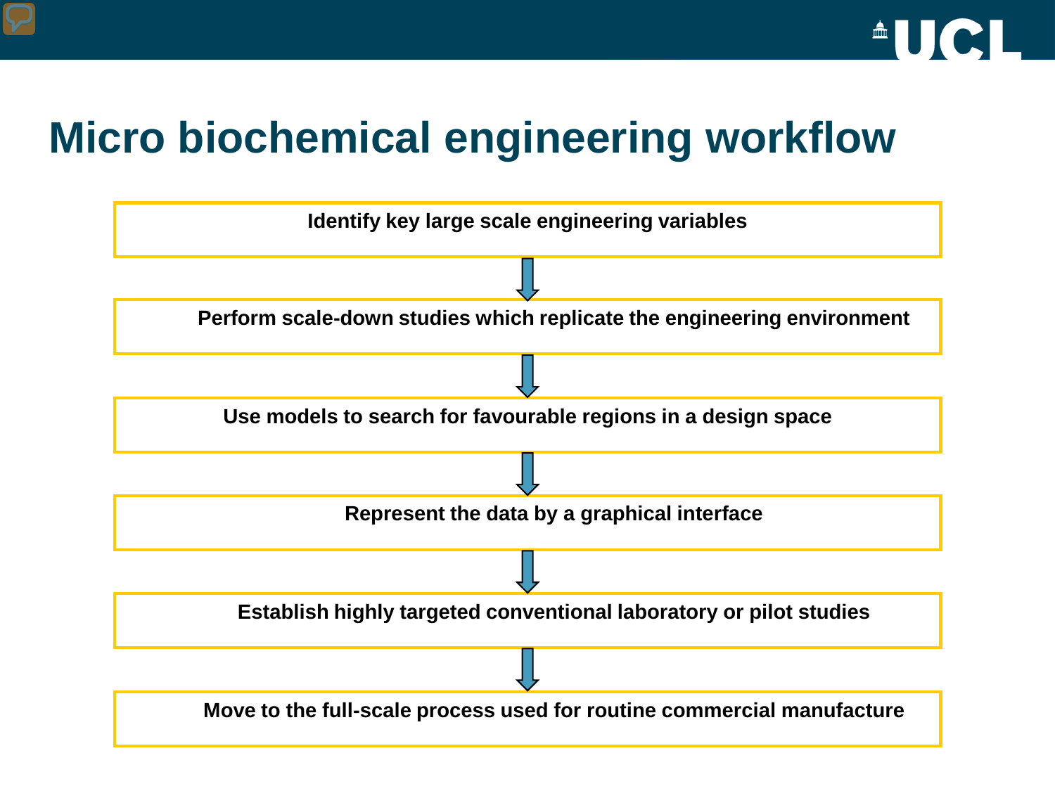# Micro biochemical engineering workflow

**Identify key large scale engineering variables**

↓

**Perform scale-down studies which replicate the engineering environment**

↓

**Use models to search for favourable regions in a design space**

↓

**Represent the data by a graphical interface**

↓

**Establish highly targeted conventional laboratory or pilot studies**

↓

**Move to the full-scale process used for routine commercial manufacture**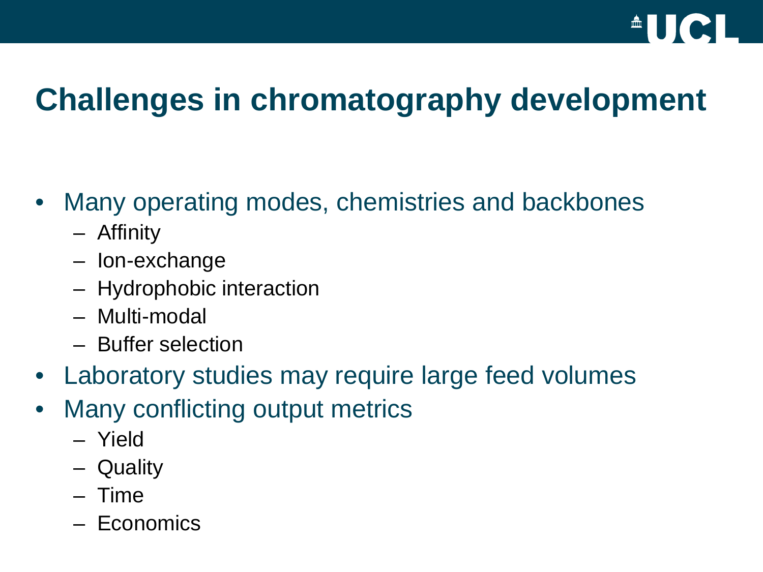# Challenges in chromatography development

- Many operating modes, chemistries and backbones
  - Affinity
  - Ion-exchange
  - Hydrophobic interaction
  - Multi-modal
  - Buffer selection
- Laboratory studies may require large feed volumes
- Many conflicting output metrics
  - Yield
  - Quality
  - Time
  - Economics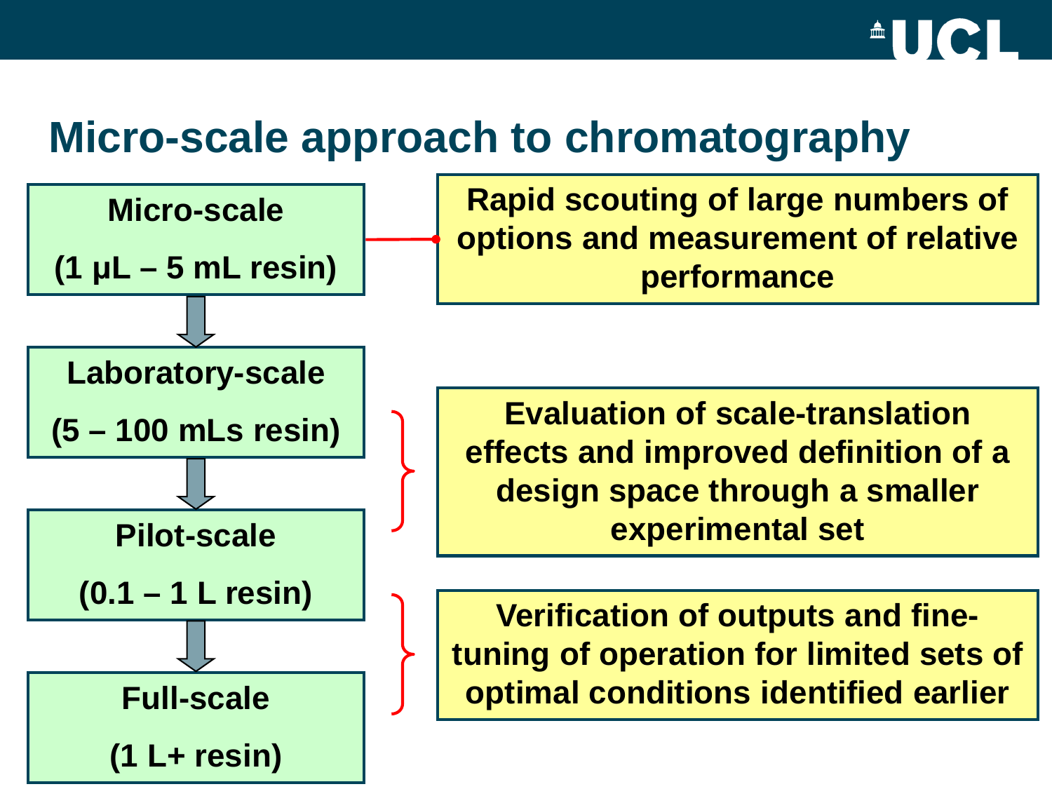# Micro-scale approach to chromatography

**Micro-scale**
**(1 µL – 5 mL resin)**

↓

**Laboratory-scale**
**(5 – 100 mLs resin)**

↓

**Pilot-scale**
**(0.1 – 1 L resin)**

↓

**Full-scale**
**(1 L+ resin)**

**Rapid scouting of large numbers of options and measurement of relative performance**

**Evaluation of scale-translation effects and improved definition of a design space through a smaller experimental set**

**Verification of outputs and fine-tuning of operation for limited sets of optimal conditions identified earlier**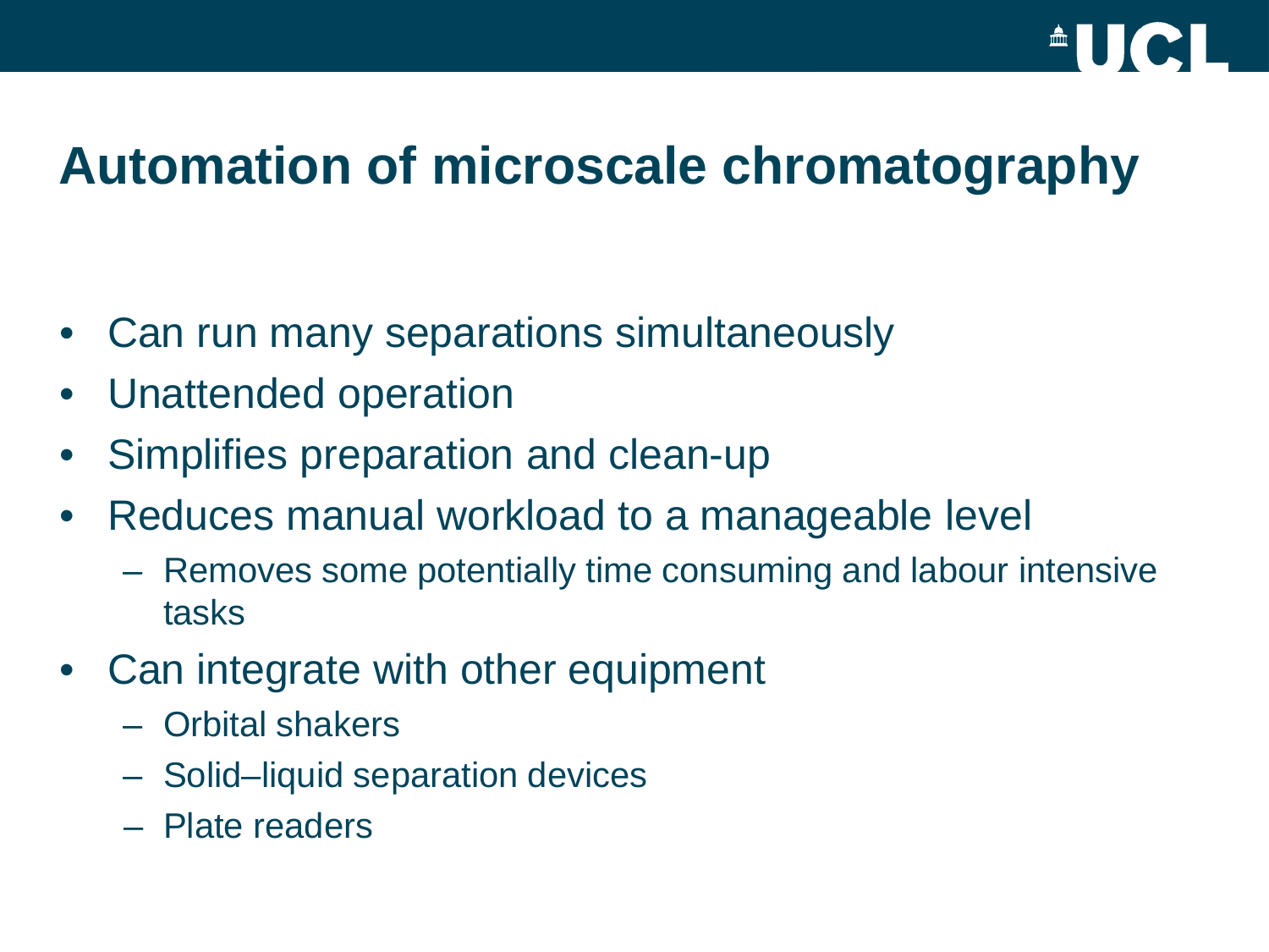# Automation of microscale chromatography

- Can run many separations simultaneously
- Unattended operation
- Simplifies preparation and clean-up
- Reduces manual workload to a manageable level
  - Removes some potentially time consuming and labour intensive tasks
- Can integrate with other equipment
  - Orbital shakers
  - Solid–liquid separation devices
  - Plate readers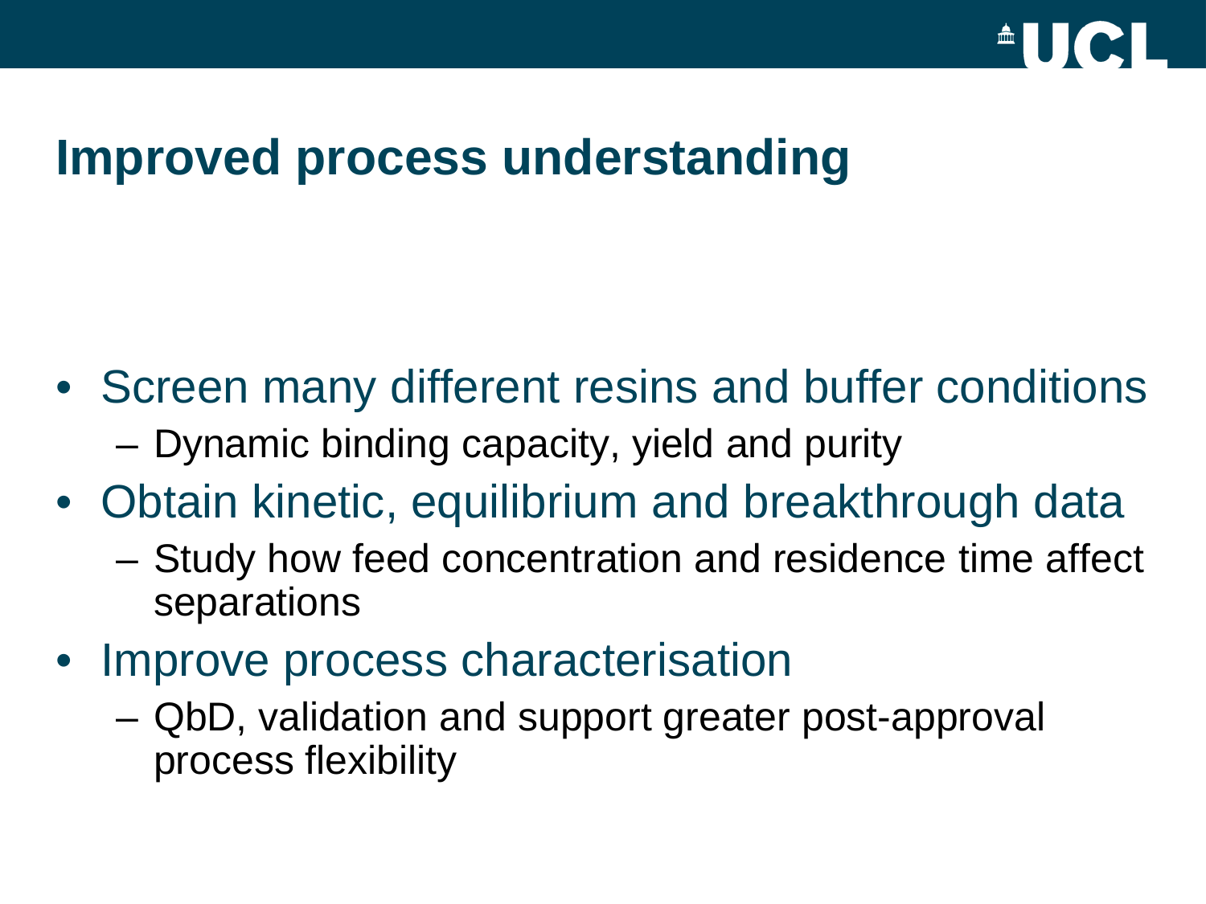# Improved process understanding

- Screen many different resins and buffer conditions
  - Dynamic binding capacity, yield and purity
- Obtain kinetic, equilibrium and breakthrough data
  - Study how feed concentration and residence time affect separations
- Improve process characterisation
  - QbD, validation and support greater post-approval process flexibility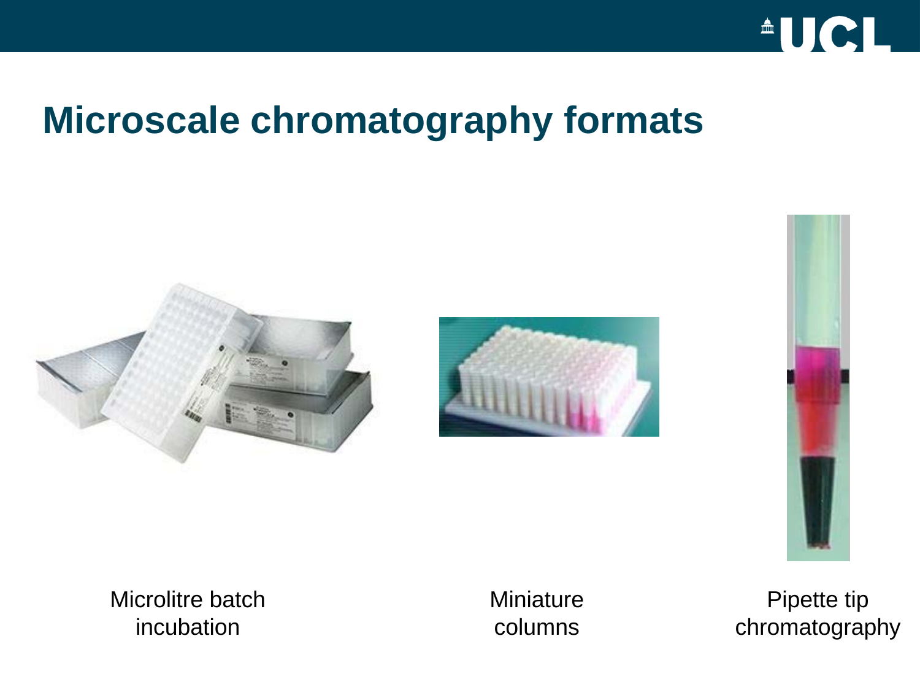# Microscale chromatography formats

Microlitre batch incubation

Miniature columns

Pipette tip chromatography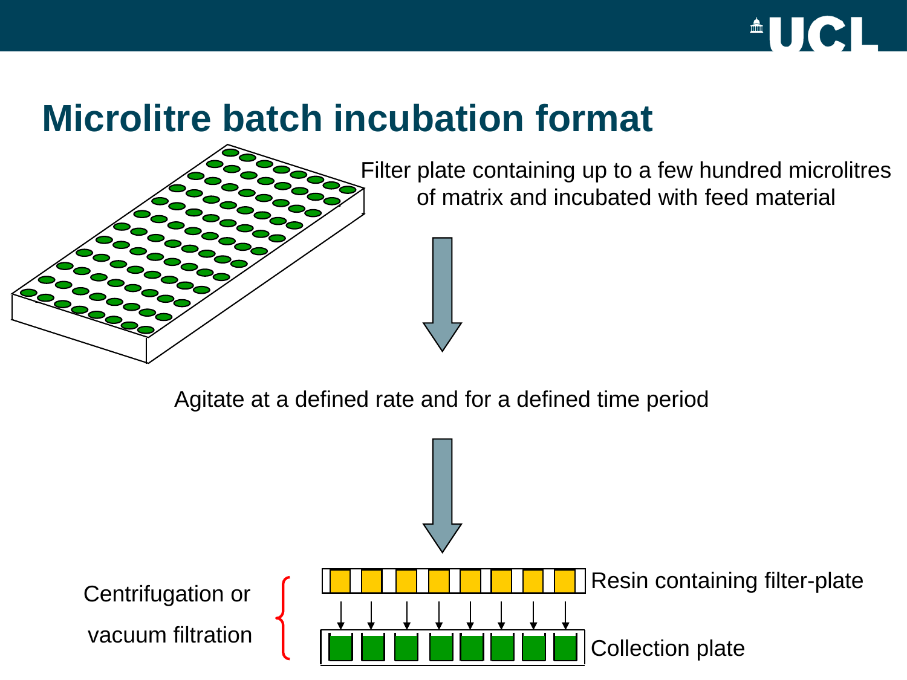# Microlitre batch incubation format

Filter plate containing up to a few hundred microlitres of matrix and incubated with feed material

Agitate at a defined rate and for a defined time period

Centrifugation or vacuum filtration

Resin containing filter-plate

Collection plate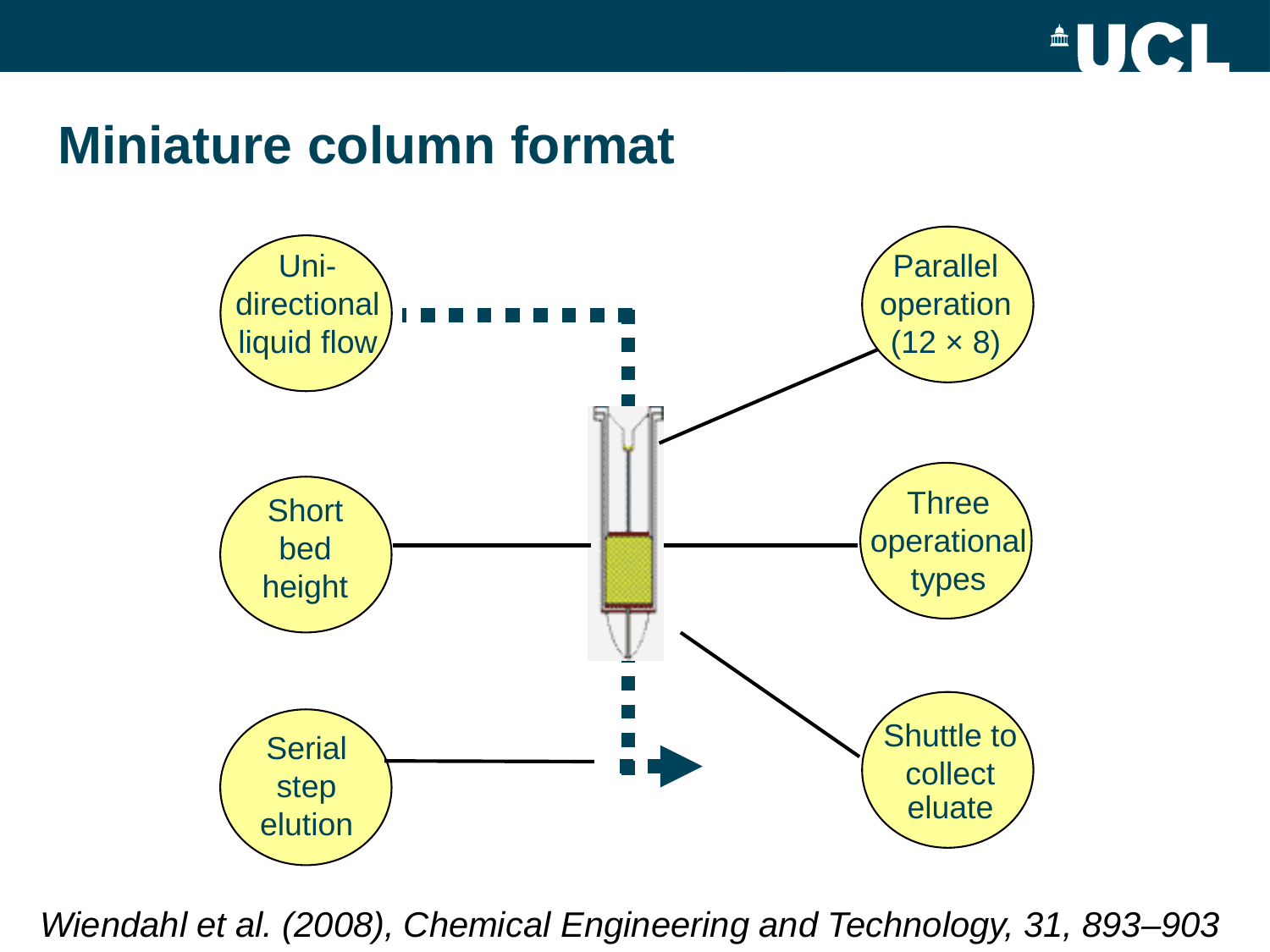## Miniature column format

Uni-directional liquid flow

Short bed height

Serial step elution

Parallel operation (12 × 8)

Three operational types

Shuttle to collect eluate

*Wiendahl et al. (2008), Chemical Engineering and Technology, 31, 893–903*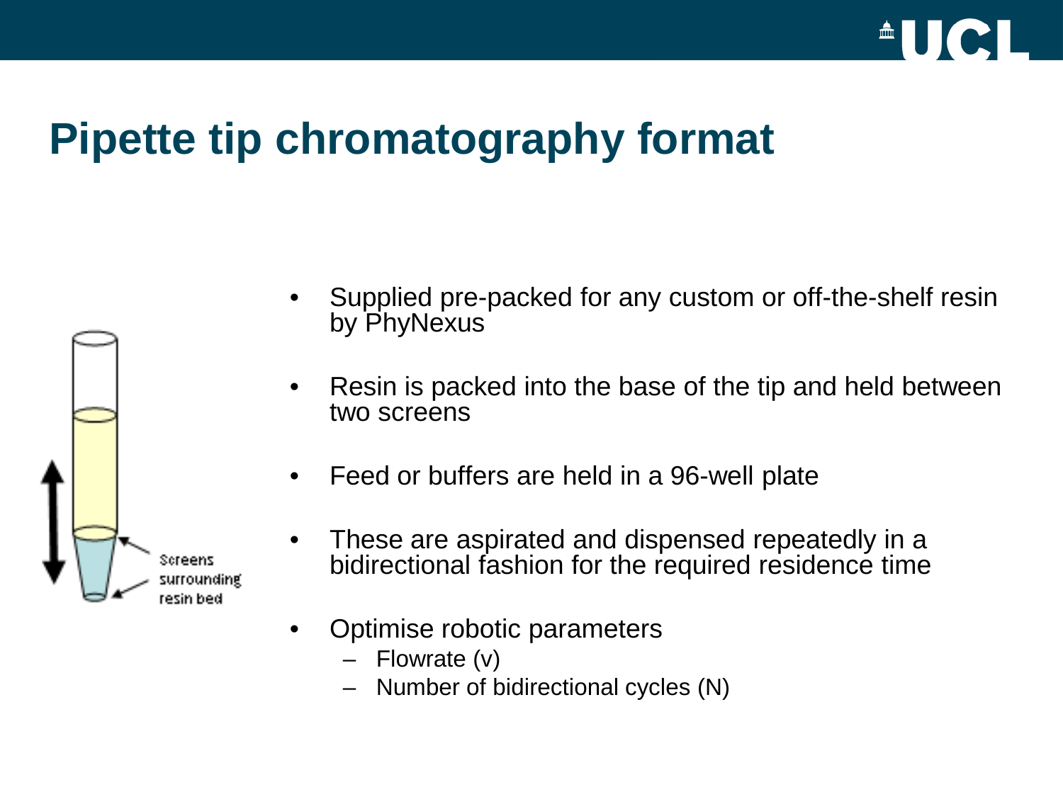# Pipette tip chromatography format

Screens surrounding resin bed

- Supplied pre-packed for any custom or off-the-shelf resin by PhyNexus
- Resin is packed into the base of the tip and held between two screens
- Feed or buffers are held in a 96-well plate
- These are aspirated and dispensed repeatedly in a bidirectional fashion for the required residence time
- Optimise robotic parameters
  - Flowrate (v)
  - Number of bidirectional cycles (N)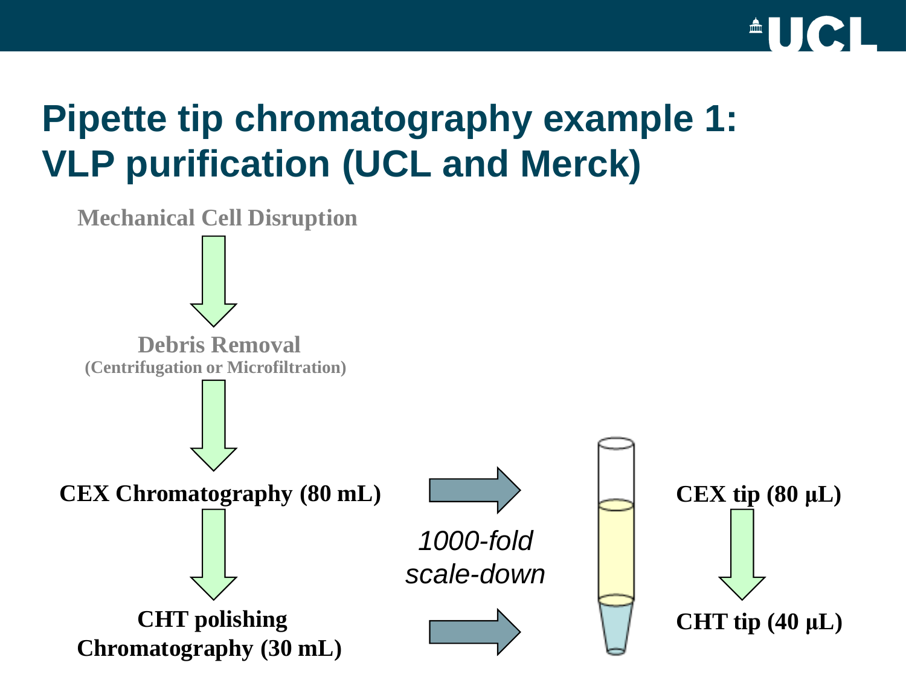# Pipette tip chromatography example 1: VLP purification (UCL and Merck)

Mechanical Cell Disruption

Debris Removal
(Centrifugation or Microfiltration)

**CEX Chromatography (80 mL)**

**CHT polishing Chromatography (30 mL)**

*1000-fold scale-down*

**CEX tip (80 µL)**

**CHT tip (40 µL)**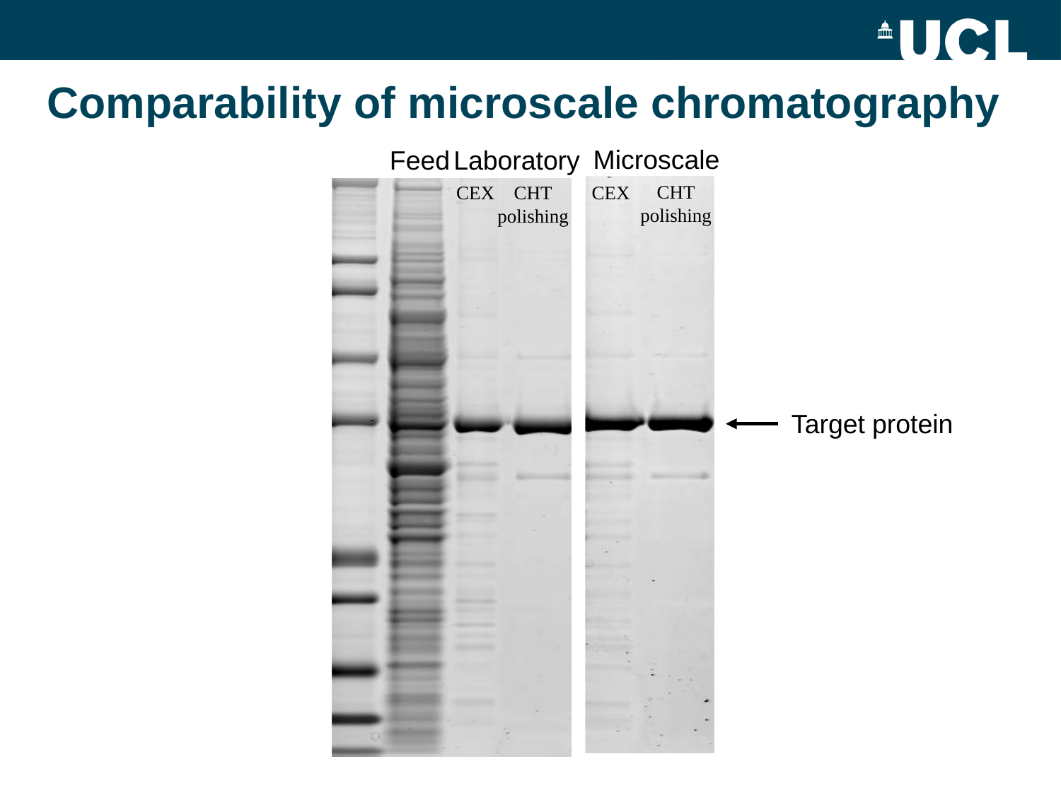# Comparability of microscale chromatography

Feed | Laboratory | Microscale

CEX | CHT polishing | CEX | CHT polishing

Target protein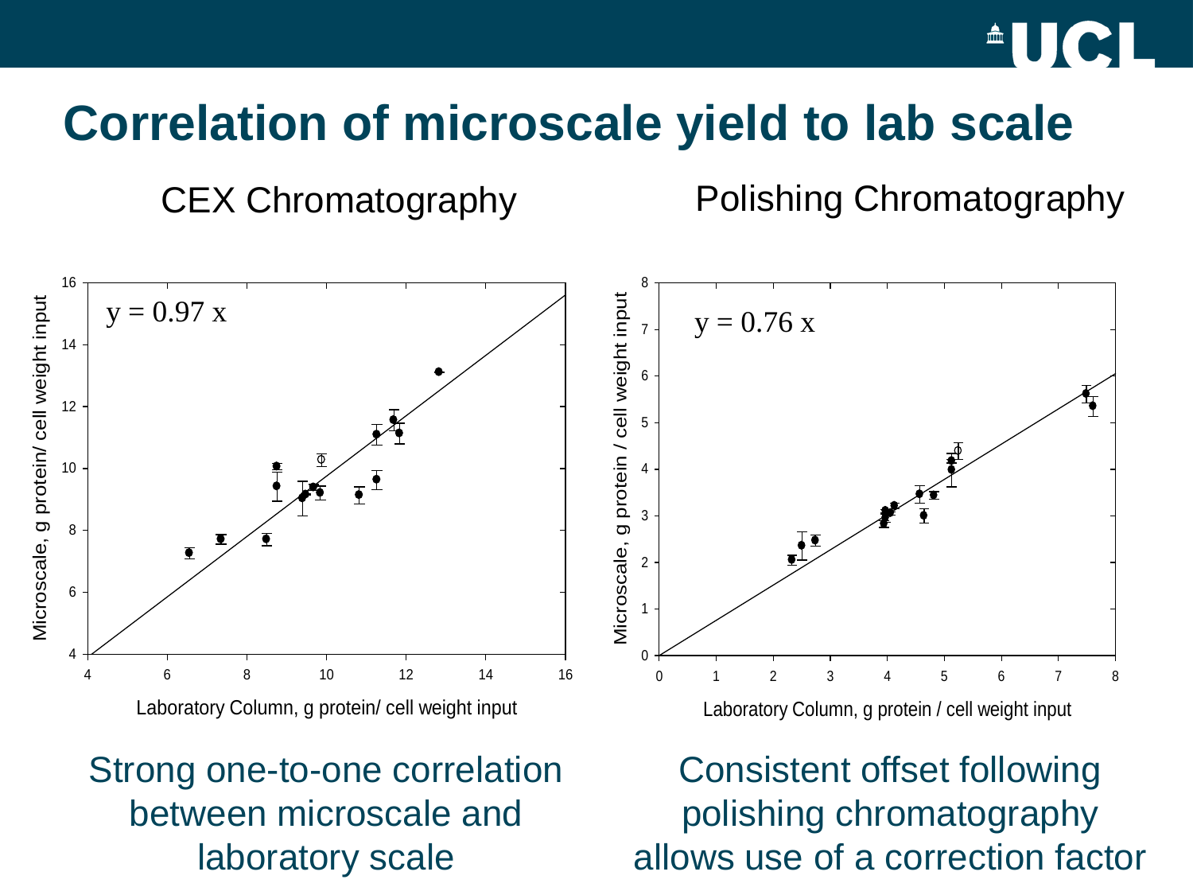# Correlation of microscale yield to lab scale

CEX Chromatography

$y = 0.97\ x$

Microscale, g protein/ cell weight input

Laboratory Column, g protein/ cell weight input

Polishing Chromatography

$y = 0.76\ x$

Microscale, g protein / cell weight input

Laboratory Column, g protein / cell weight input

Strong one-to-one correlation between microscale and laboratory scale

Consistent offset following polishing chromatography allows use of a correction factor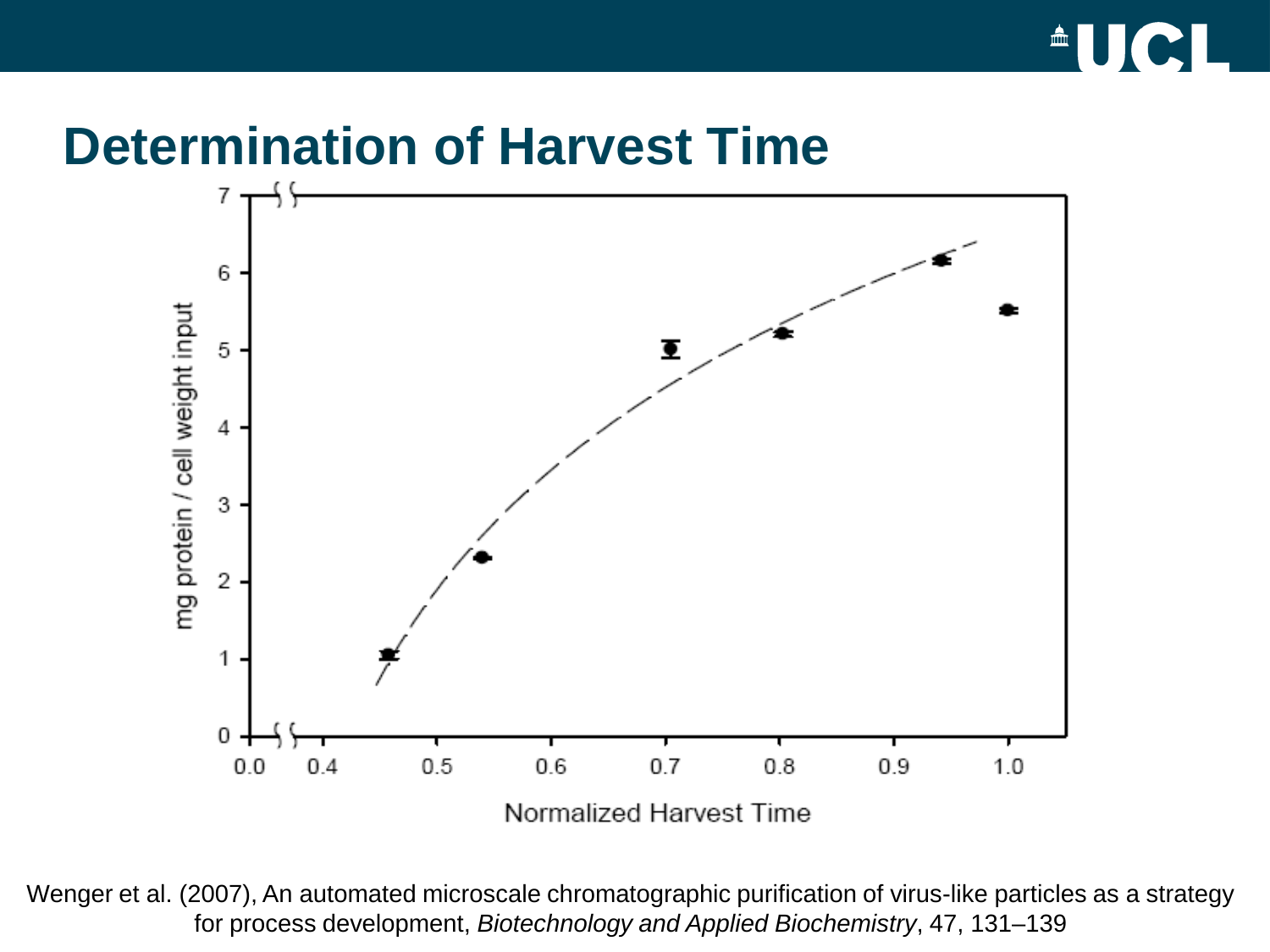# Determination of Harvest Time

Wenger et al. (2007), An automated microscale chromatographic purification of virus-like particles as a strategy for process development, *Biotechnology and Applied Biochemistry*, 47, 131–139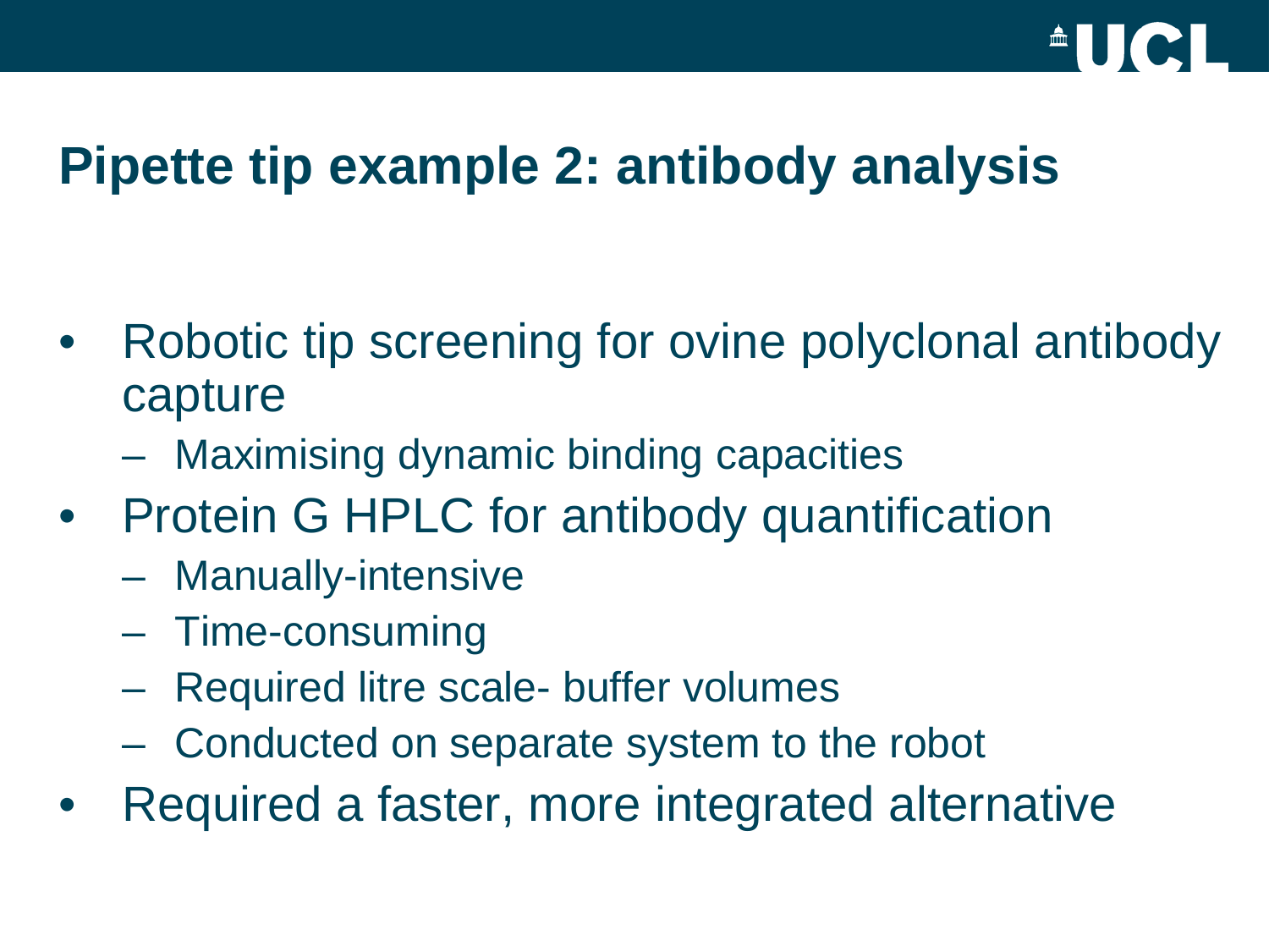# Pipette tip example 2: antibody analysis

- Robotic tip screening for ovine polyclonal antibody capture
  - Maximising dynamic binding capacities
- Protein G HPLC for antibody quantification
  - Manually-intensive
  - Time-consuming
  - Required litre scale- buffer volumes
  - Conducted on separate system to the robot
- Required a faster, more integrated alternative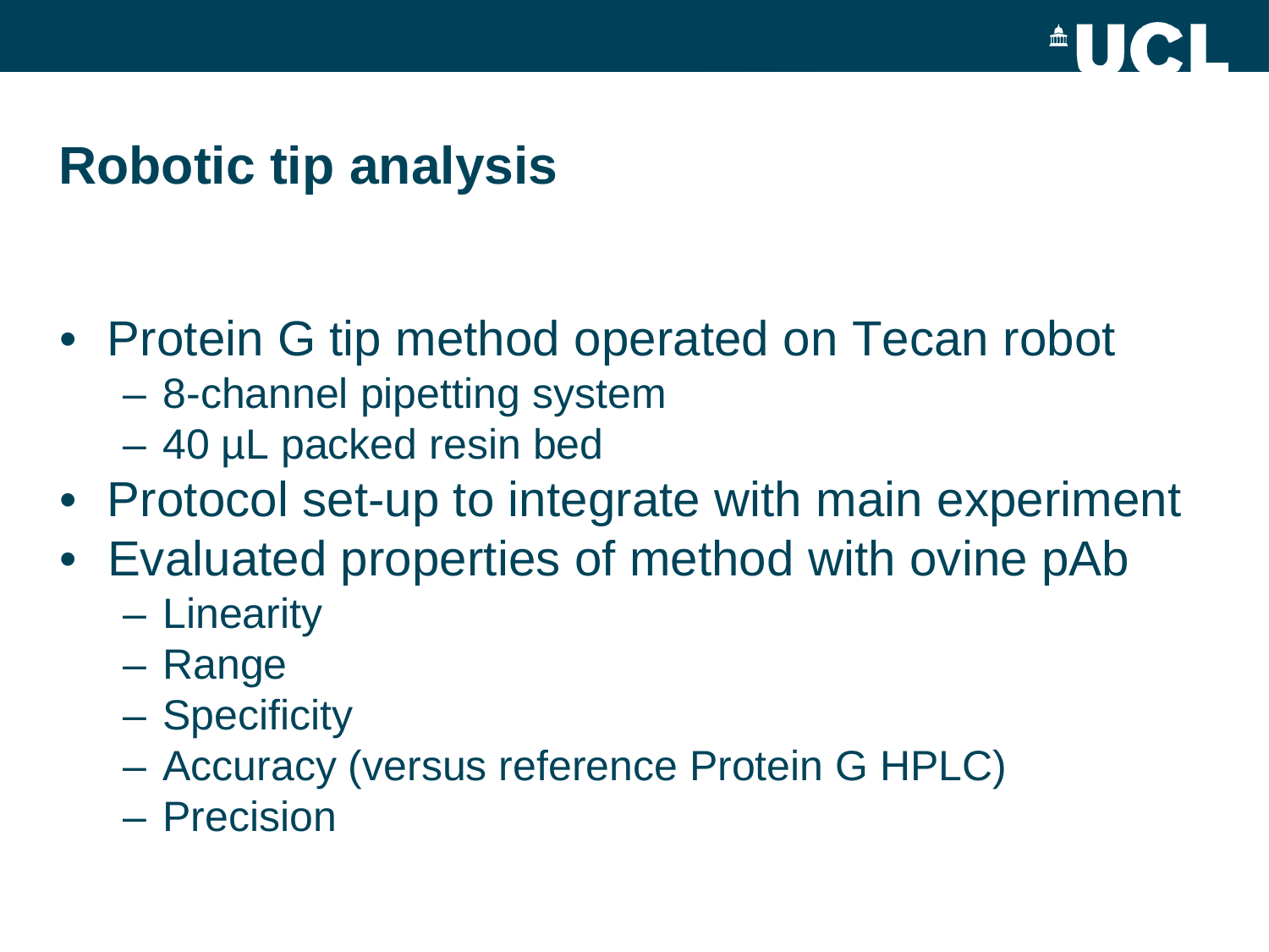# Robotic tip analysis

- Protein G tip method operated on Tecan robot
  - 8-channel pipetting system
  - 40 µL packed resin bed
- Protocol set-up to integrate with main experiment
- Evaluated properties of method with ovine pAb
  - Linearity
  - Range
  - Specificity
  - Accuracy (versus reference Protein G HPLC)
  - Precision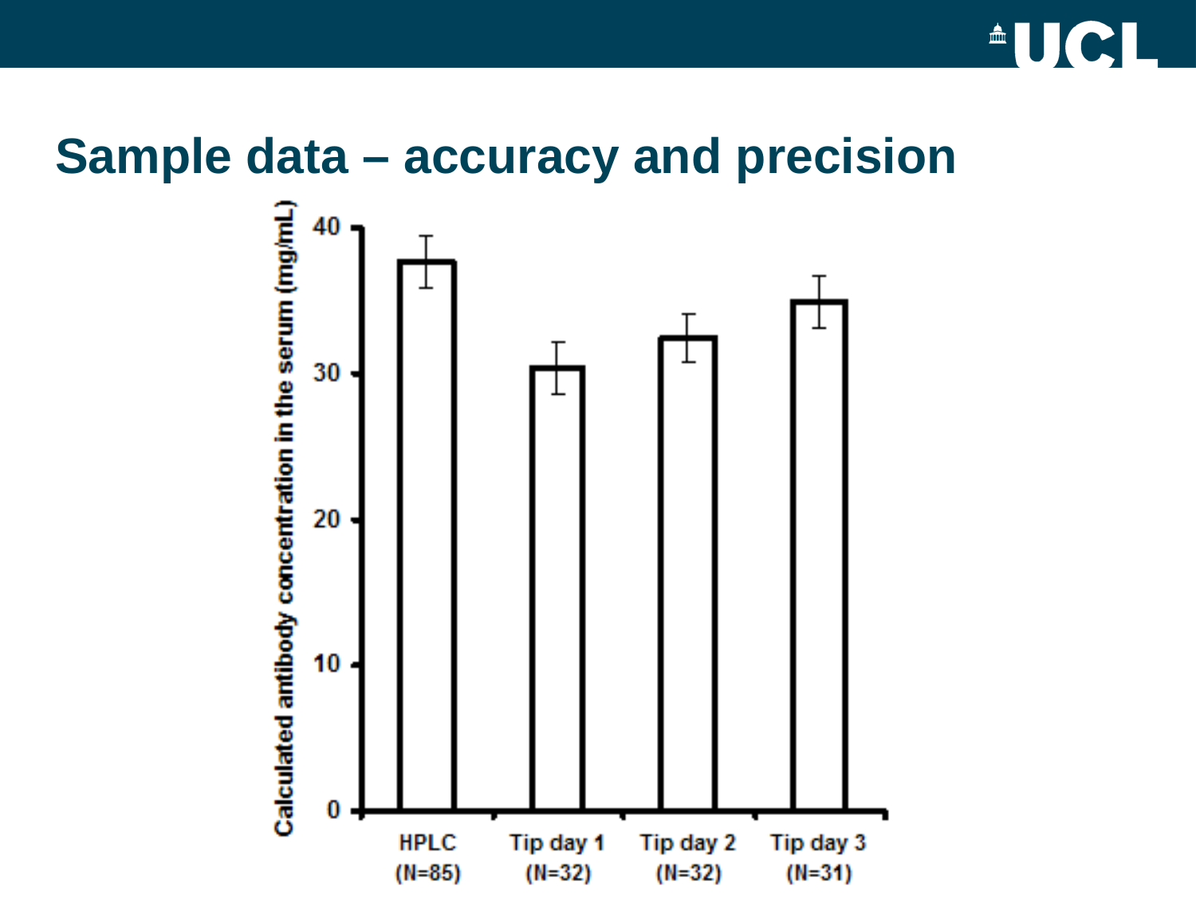## Sample data – accuracy and precision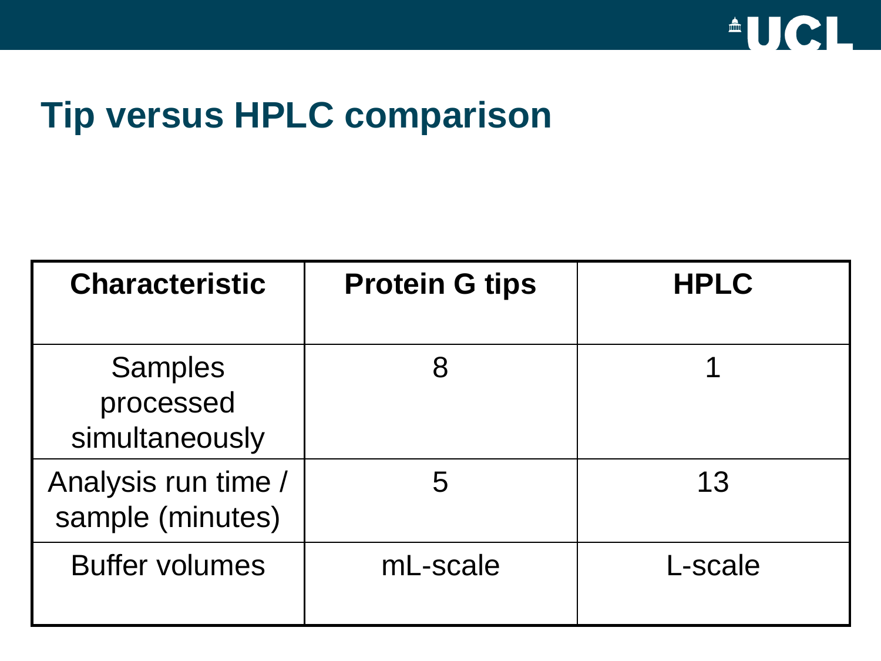# Tip versus HPLC comparison

| Characteristic | Protein G tips | HPLC |
| --- | --- | --- |
| Samples processed simultaneously | 8 | 1 |
| Analysis run time / sample (minutes) | 5 | 13 |
| Buffer volumes | mL-scale | L-scale |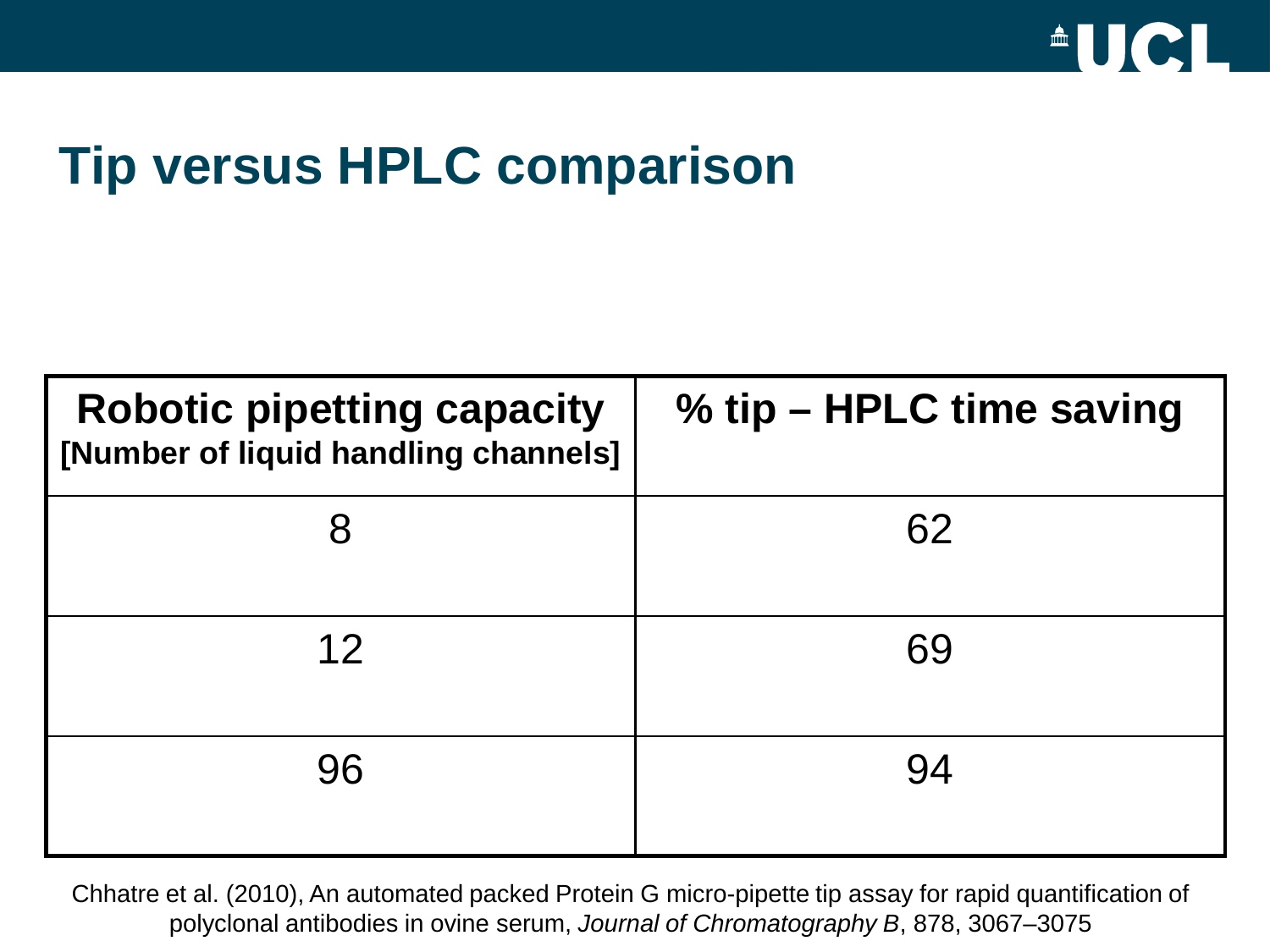# Tip versus HPLC comparison

| **Robotic pipetting capacity** **[Number of liquid handling channels]** | **% tip – HPLC time saving** |
| --- | --- |
| 8 | 62 |
| 12 | 69 |
| 96 | 94 |

Chhatre et al. (2010), An automated packed Protein G micro-pipette tip assay for rapid quantification of polyclonal antibodies in ovine serum, *Journal of Chromatography B*, 878, 3067–3075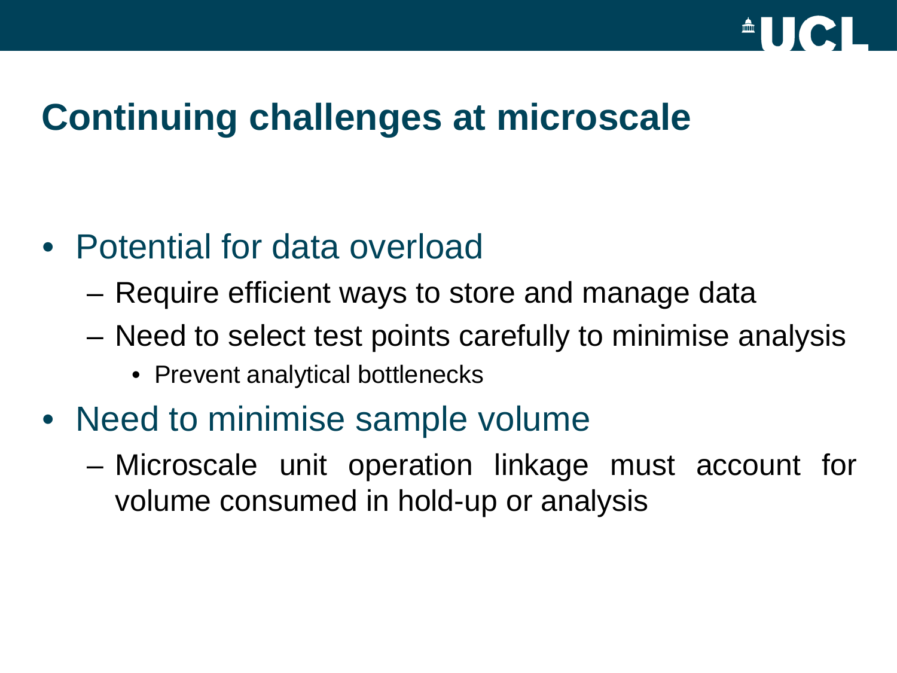# Continuing challenges at microscale

- Potential for data overload
  - Require efficient ways to store and manage data
  - Need to select test points carefully to minimise analysis
    - Prevent analytical bottlenecks
- Need to minimise sample volume
  - Microscale unit operation linkage must account for volume consumed in hold-up or analysis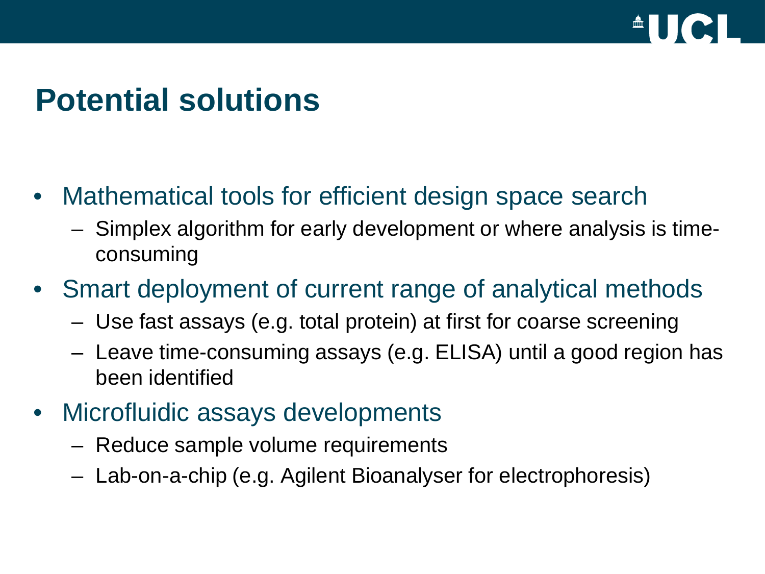# Potential solutions

- Mathematical tools for efficient design space search
  - Simplex algorithm for early development or where analysis is time-consuming
- Smart deployment of current range of analytical methods
  - Use fast assays (e.g. total protein) at first for coarse screening
  - Leave time-consuming assays (e.g. ELISA) until a good region has been identified
- Microfluidic assays developments
  - Reduce sample volume requirements
  - Lab-on-a-chip (e.g. Agilent Bioanalyser for electrophoresis)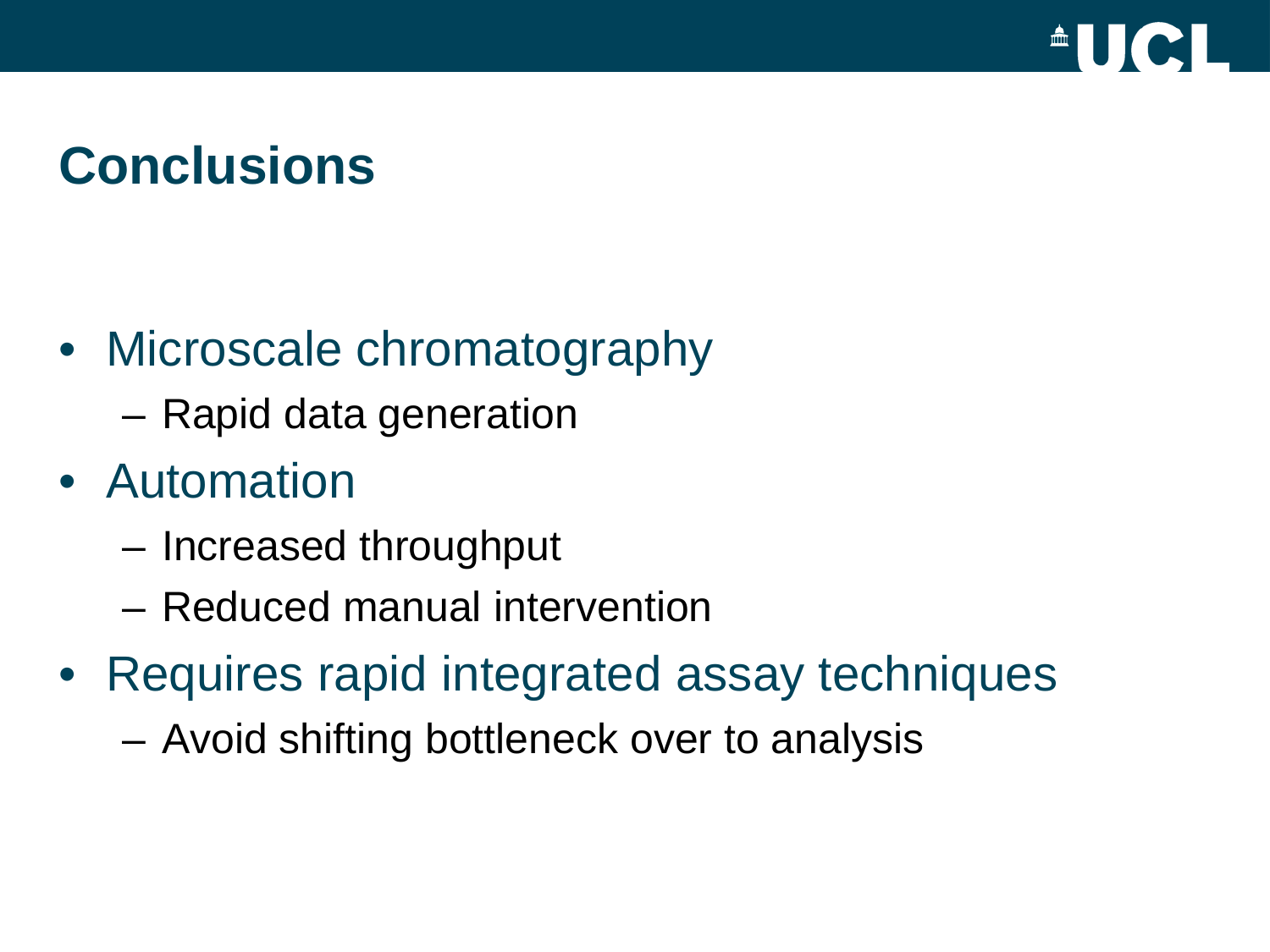# Conclusions

- Microscale chromatography
  - Rapid data generation
- Automation
  - Increased throughput
  - Reduced manual intervention
- Requires rapid integrated assay techniques
  - Avoid shifting bottleneck over to analysis